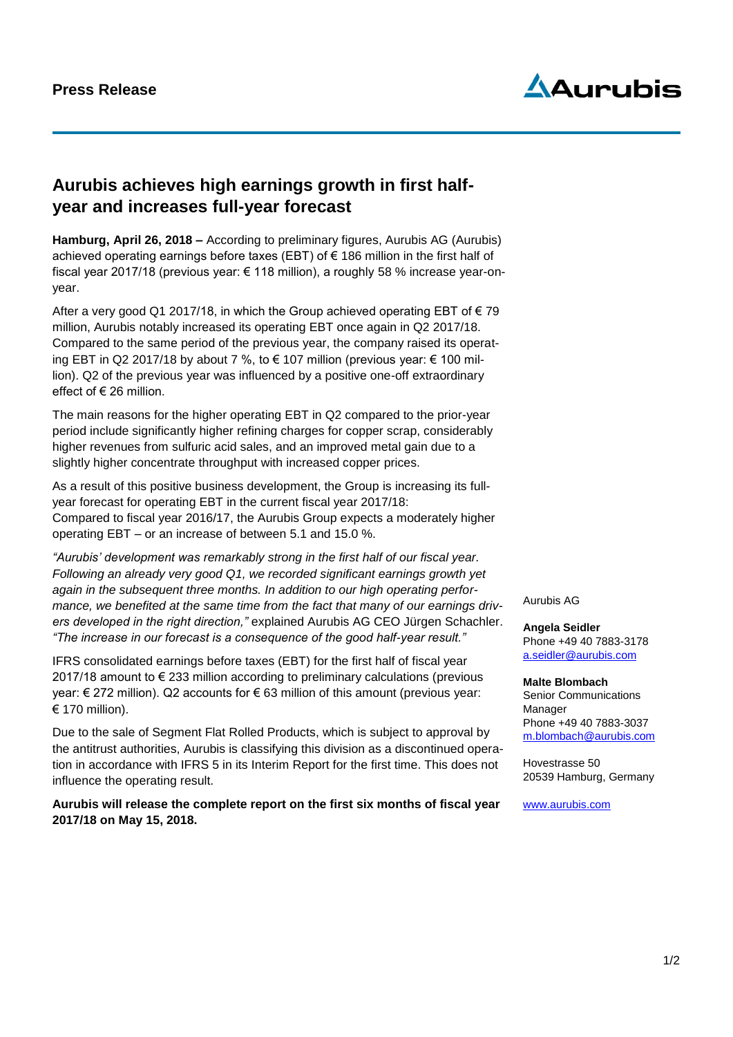**Press Release**

# Aurubis achieves high earnings growth in first half-year and increases full-year forecast

**Hamburg, April 26, 2018 –** According to preliminary figures, Aurubis AG (Aurubis) achieved operating earnings before taxes (EBT) of € 186 million in the first half of fiscal year 2017/18 (previous year: € 118 million), a roughly 58 % increase year-on-year.

After a very good Q1 2017/18, in which the Group achieved operating EBT of € 79 million, Aurubis notably increased its operating EBT once again in Q2 2017/18. Compared to the same period of the previous year, the company raised its operating EBT in Q2 2017/18 by about 7 %, to € 107 million (previous year: € 100 million). Q2 of the previous year was influenced by a positive one-off extraordinary effect of € 26 million.

The main reasons for the higher operating EBT in Q2 compared to the prior-year period include significantly higher refining charges for copper scrap, considerably higher revenues from sulfuric acid sales, and an improved metal gain due to a slightly higher concentrate throughput with increased copper prices.

As a result of this positive business development, the Group is increasing its full-year forecast for operating EBT in the current fiscal year 2017/18:
Compared to fiscal year 2016/17, the Aurubis Group expects a moderately higher operating EBT – or an increase of between 5.1 and 15.0 %.

*"Aurubis' development was remarkably strong in the first half of our fiscal year. Following an already very good Q1, we recorded significant earnings growth yet again in the subsequent three months. In addition to our high operating performance, we benefited at the same time from the fact that many of our earnings drivers developed in the right direction,"* explained Aurubis AG CEO Jürgen Schachler. *"The increase in our forecast is a consequence of the good half-year result."*

IFRS consolidated earnings before taxes (EBT) for the first half of fiscal year 2017/18 amount to € 233 million according to preliminary calculations (previous year: € 272 million). Q2 accounts for € 63 million of this amount (previous year: € 170 million).

Due to the sale of Segment Flat Rolled Products, which is subject to approval by the antitrust authorities, Aurubis is classifying this division as a discontinued operation in accordance with IFRS 5 in its Interim Report for the first time. This does not influence the operating result.

**Aurubis will release the complete report on the first six months of fiscal year 2017/18 on May 15, 2018.**

Aurubis AG

**Angela Seidler**
Phone +49 40 7883-3178
a.seidler@aurubis.com

**Malte Blombach**
Senior Communications Manager
Phone +49 40 7883-3037
m.blombach@aurubis.com

Hovestrasse 50
20539 Hamburg, Germany

www.aurubis.com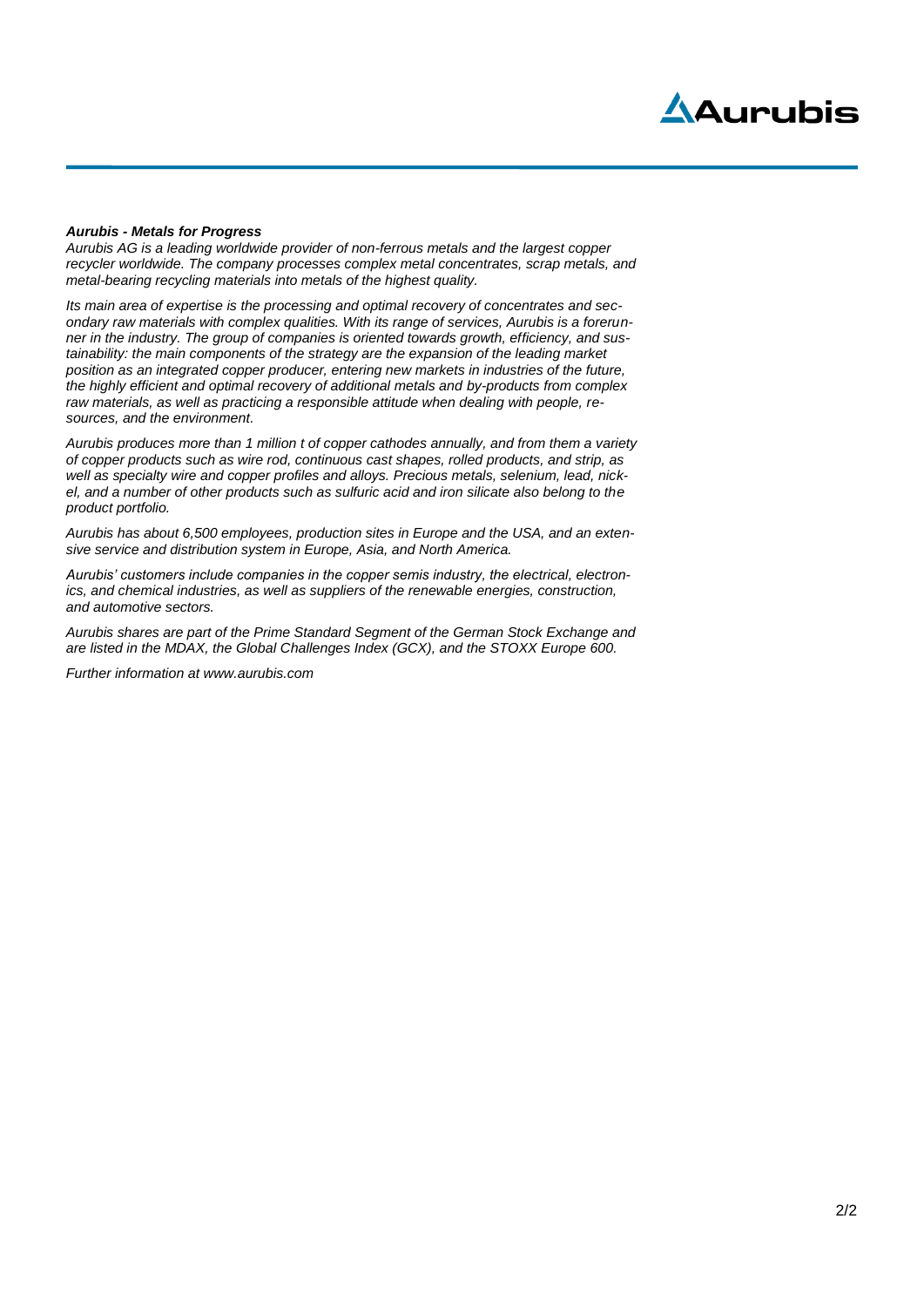***Aurubis - Metals for Progress***

*Aurubis AG is a leading worldwide provider of non-ferrous metals and the largest copper recycler worldwide. The company processes complex metal concentrates, scrap metals, and metal-bearing recycling materials into metals of the highest quality.*

*Its main area of expertise is the processing and optimal recovery of concentrates and secondary raw materials with complex qualities. With its range of services, Aurubis is a forerunner in the industry. The group of companies is oriented towards growth, efficiency, and sustainability: the main components of the strategy are the expansion of the leading market position as an integrated copper producer, entering new markets in industries of the future, the highly efficient and optimal recovery of additional metals and by-products from complex raw materials, as well as practicing a responsible attitude when dealing with people, resources, and the environment.*

*Aurubis produces more than 1 million t of copper cathodes annually, and from them a variety of copper products such as wire rod, continuous cast shapes, rolled products, and strip, as well as specialty wire and copper profiles and alloys. Precious metals, selenium, lead, nickel, and a number of other products such as sulfuric acid and iron silicate also belong to the product portfolio.*

*Aurubis has about 6,500 employees, production sites in Europe and the USA, and an extensive service and distribution system in Europe, Asia, and North America.*

*Aurubis' customers include companies in the copper semis industry, the electrical, electronics, and chemical industries, as well as suppliers of the renewable energies, construction, and automotive sectors.*

*Aurubis shares are part of the Prime Standard Segment of the German Stock Exchange and are listed in the MDAX, the Global Challenges Index (GCX), and the STOXX Europe 600.*

*Further information at www.aurubis.com*